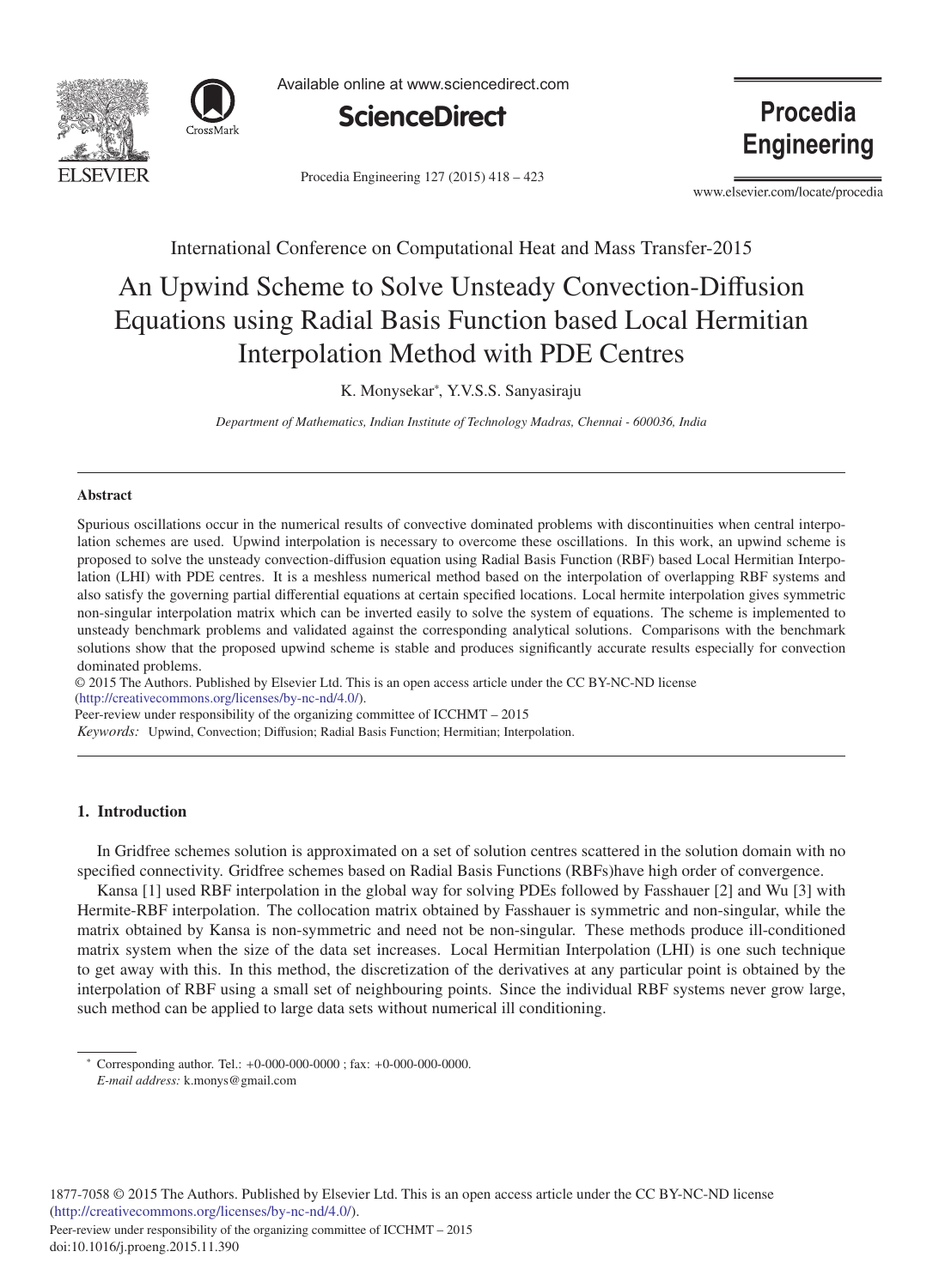International Conference on Computational Heat and Mass Transfer-2015

# An Upwind Scheme to Solve Unsteady Convection-Diffusion Equations using Radial Basis Function based Local Hermitian Interpolation Method with PDE Centres

K. Monysekar*, Y.V.S.S. Sanyasiraju

*Department of Mathematics, Indian Institute of Technology Madras, Chennai - 600036, India*

---

### Abstract

Spurious oscillations occur in the numerical results of convective dominated problems with discontinuities when central interpolation schemes are used. Upwind interpolation is necessary to overcome these oscillations. In this work, an upwind scheme is proposed to solve the unsteady convection-diffusion equation using Radial Basis Function (RBF) based Local Hermitian Interpolation (LHI) with PDE centres. It is a meshless numerical method based on the interpolation of overlapping RBF systems and also satisfy the governing partial differential equations at certain specified locations. Local hermite interpolation gives symmetric non-singular interpolation matrix which can be inverted easily to solve the system of equations. The scheme is implemented to unsteady benchmark problems and validated against the corresponding analytical solutions. Comparisons with the benchmark solutions show that the proposed upwind scheme is stable and produces significantly accurate results especially for convection dominated problems.

© 2015 The Authors. Published by Elsevier Ltd. This is an open access article under the CC BY-NC-ND license (http://creativecommons.org/licenses/by-nc-nd/4.0/).

Peer-review under responsibility of the organizing committee of ICCHMT – 2015

*Keywords:* Upwind, Convection; Diffusion; Radial Basis Function; Hermitian; Interpolation.

---

## 1. Introduction

In Gridfree schemes solution is approximated on a set of solution centres scattered in the solution domain with no specified connectivity. Gridfree schemes based on Radial Basis Functions (RBFs)have high order of convergence.

Kansa [1] used RBF interpolation in the global way for solving PDEs followed by Fasshauer [2] and Wu [3] with Hermite-RBF interpolation. The collocation matrix obtained by Fasshauer is symmetric and non-singular, while the matrix obtained by Kansa is non-symmetric and need not be non-singular. These methods produce ill-conditioned matrix system when the size of the data set increases. Local Hermitian Interpolation (LHI) is one such technique to get away with this. In this method, the discretization of the derivatives at any particular point is obtained by the interpolation of RBF using a small set of neighbouring points. Since the individual RBF systems never grow large, such method can be applied to large data sets without numerical ill conditioning.

---

\* Corresponding author. Tel.: +0-000-000-0000 ; fax: +0-000-000-0000.
*E-mail address:* k.monys@gmail.com

1877-7058 © 2015 The Authors. Published by Elsevier Ltd. This is an open access article under the CC BY-NC-ND license (http://creativecommons.org/licenses/by-nc-nd/4.0/).
Peer-review under responsibility of the organizing committee of ICCHMT – 2015
doi:10.1016/j.proeng.2015.11.390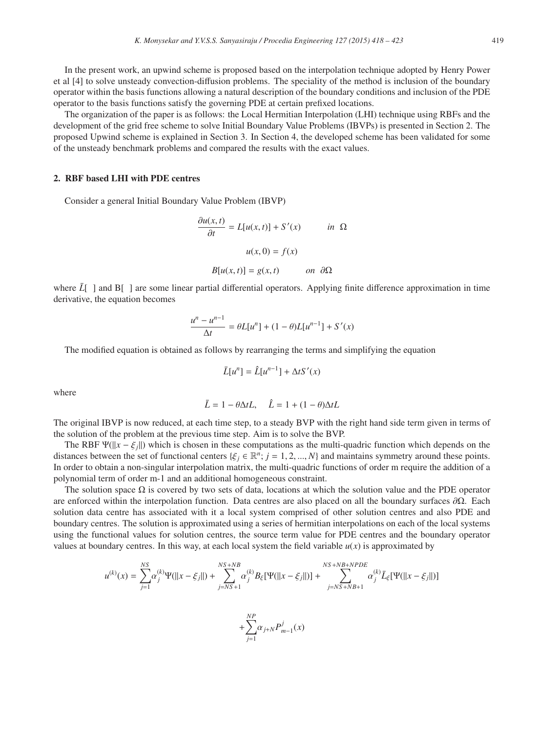In the present work, an upwind scheme is proposed based on the interpolation technique adopted by Henry Power et al [4] to solve unsteady convection-diffusion problems. The speciality of the method is inclusion of the boundary operator within the basis functions allowing a natural description of the boundary conditions and inclusion of the PDE operator to the basis functions satisfy the governing PDE at certain prefixed locations.

The organization of the paper is as follows: the Local Hermitian Interpolation (LHI) technique using RBFs and the development of the grid free scheme to solve Initial Boundary Value Problems (IBVPs) is presented in Section 2. The proposed Upwind scheme is explained in Section 3. In Section 4, the developed scheme has been validated for some of the unsteady benchmark problems and compared the results with the exact values.

## 2. RBF based LHI with PDE centres

Consider a general Initial Boundary Value Problem (IBVP)

$$\frac{\partial u(x,t)}{\partial t} = L[u(x,t)] + S'(x) \qquad in \;\; \Omega$$

$$u(x,0) = f(x)$$

$$B[u(x,t)] = g(x,t) \qquad on \;\; \partial\Omega$$

where $\bar{L}[\;]$ and B[ ] are some linear partial differential operators. Applying finite difference approximation in time derivative, the equation becomes

$$\frac{u^n - u^{n-1}}{\Delta t} = \theta L[u^n] + (1-\theta)L[u^{n-1}] + S'(x)$$

The modified equation is obtained as follows by rearranging the terms and simplifying the equation

$$\bar{L}[u^n] = \hat{L}[u^{n-1}] + \Delta t S'(x)$$

where

$$\bar{L} = 1 - \theta\Delta t L, \quad \hat{L} = 1 + (1-\theta)\Delta t L$$

The original IBVP is now reduced, at each time step, to a steady BVP with the right hand side term given in terms of the solution of the problem at the previous time step. Aim is to solve the BVP.

The RBF $\Psi(\|x - \xi_j\|)$ which is chosen in these computations as the multi-quadric function which depends on the distances between the set of functional centers $\{\xi_j \in \mathbb{R}^n; j = 1, 2, ..., N\}$ and maintains symmetry around these points. In order to obtain a non-singular interpolation matrix, the multi-quadric functions of order m require the addition of a polynomial term of order m-1 and an additional homogeneous constraint.

The solution space $\Omega$ is covered by two sets of data, locations at which the solution value and the PDE operator are enforced within the interpolation function. Data centres are also placed on all the boundary surfaces $\partial\Omega$. Each solution data centre has associated with it a local system comprised of other solution centres and also PDE and boundary centres. The solution is approximated using a series of hermitian interpolations on each of the local systems using the functional values for solution centres, the source term value for PDE centres and the boundary operator values at boundary centres. In this way, at each local system the field variable $u(x)$ is approximated by

$$u^{(k)}(x) = \sum_{j=1}^{NS} \alpha_j^{(k)} \Psi(\|x - \xi_j\|) + \sum_{j=NS+1}^{NS+NB} \alpha_j^{(k)} B_\xi[\Psi(\|x - \xi_j\|)] + \sum_{j=NS+NB+1}^{NS+NB+NPDE} \alpha_j^{(k)} \bar{L}_\xi[\Psi(\|x - \xi_j\|)]$$

$$+ \sum_{j=1}^{NP} \alpha_{j+N} P_{m-1}^{j}(x)$$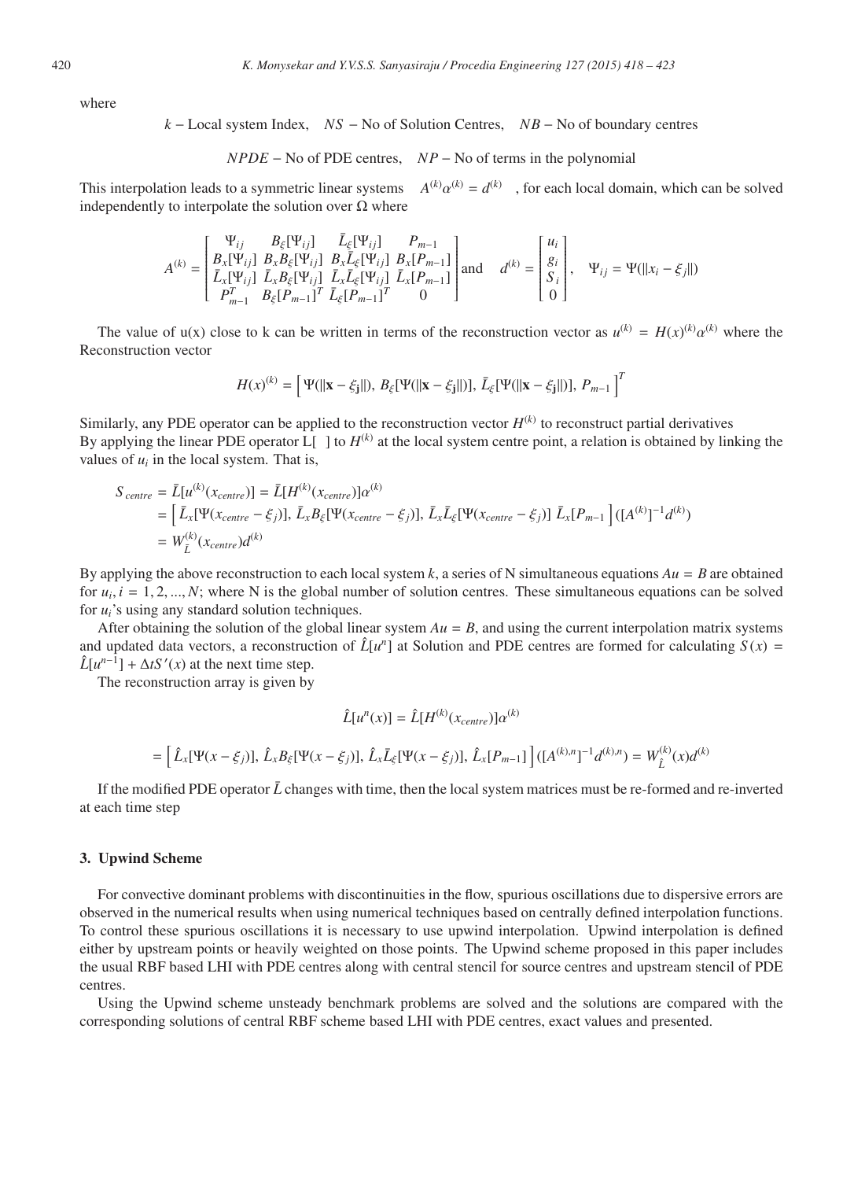where

$k$ – Local system Index, $NS$ – No of Solution Centres, $NB$ – No of boundary centres

$NPDE$ – No of PDE centres, $NP$ – No of terms in the polynomial

This interpolation leads to a symmetric linear systems $A^{(k)}\alpha^{(k)} = d^{(k)}$ , for each local domain, which can be solved independently to interpolate the solution over $\Omega$ where

$$A^{(k)} = \begin{bmatrix} \Psi_{ij} & B_\xi[\Psi_{ij}] & \bar{L}_\xi[\Psi_{ij}] & P_{m-1} \\ B_x[\Psi_{ij}] & B_x B_\xi[\Psi_{ij}] & B_x \bar{L}_\xi[\Psi_{ij}] & B_x[P_{m-1}] \\ \bar{L}_x[\Psi_{ij}] & \bar{L}_x B_\xi[\Psi_{ij}] & \bar{L}_x \bar{L}_\xi[\Psi_{ij}] & \bar{L}_x[P_{m-1}] \\ P_{m-1}^T & B_\xi[P_{m-1}]^T & \bar{L}_\xi[P_{m-1}]^T & 0 \end{bmatrix} \text{and} \quad d^{(k)} = \begin{bmatrix} u_i \\ g_i \\ S_i \\ 0 \end{bmatrix}, \quad \Psi_{ij} = \Psi(\|x_i - \xi_j\|)$$

The value of u(x) close to k can be written in terms of the reconstruction vector as $u^{(k)} = H(x)^{(k)}\alpha^{(k)}$ where the Reconstruction vector

$$H(x)^{(k)} = \left[ \Psi(\|\mathbf{x} - \xi_\mathbf{j}\|),\, B_\xi[\Psi(\|\mathbf{x} - \xi_\mathbf{j}\|)],\, \bar{L}_\xi[\Psi(\|\mathbf{x} - \xi_\mathbf{j}\|)],\, P_{m-1} \right]^T$$

Similarly, any PDE operator can be applied to the reconstruction vector $H^{(k)}$ to reconstruct partial derivatives
By applying the linear PDE operator L[ ] to $H^{(k)}$ at the local system centre point, a relation is obtained by linking the values of $u_i$ in the local system. That is,

$$\begin{aligned} S_{centre} &= \bar{L}[u^{(k)}(x_{centre})] = \bar{L}[H^{(k)}(x_{centre})]\alpha^{(k)} \\ &= \left[ \bar{L}_x[\Psi(x_{centre} - \xi_j)],\, \bar{L}_x B_\xi[\Psi(x_{centre} - \xi_j)],\, \bar{L}_x \bar{L}_\xi[\Psi(x_{centre} - \xi_j)]\ \bar{L}_x[P_{m-1}] \right] ([A^{(k)}]^{-1} d^{(k)}) \\ &= W_{\bar{L}}^{(k)}(x_{centre}) d^{(k)} \end{aligned}$$

By applying the above reconstruction to each local system $k$, a series of N simultaneous equations $Au = B$ are obtained for $u_i, i = 1, 2, ..., N$; where N is the global number of solution centres. These simultaneous equations can be solved for $u_i$'s using any standard solution techniques.

After obtaining the solution of the global linear system $Au = B$, and using the current interpolation matrix systems and updated data vectors, a reconstruction of $\hat{L}[u^n]$ at Solution and PDE centres are formed for calculating $S(x) = \hat{L}[u^{n-1}] + \Delta t S'(x)$ at the next time step.

The reconstruction array is given by

$$\hat{L}[u^n(x)] = \hat{L}[H^{(k)}(x_{centre})]\alpha^{(k)}$$

$$= \left[ \hat{L}_x[\Psi(x - \xi_j)],\, \hat{L}_x B_\xi[\Psi(x - \xi_j)],\, \hat{L}_x \bar{L}_\xi[\Psi(x - \xi_j)],\, \hat{L}_x[P_{m-1}] \right] ([A^{(k),n}]^{-1} d^{(k),n}) = W_{\hat{L}}^{(k)}(x) d^{(k)}$$

If the modified PDE operator $\bar{L}$ changes with time, then the local system matrices must be re-formed and re-inverted at each time step

### 3. Upwind Scheme

For convective dominant problems with discontinuities in the flow, spurious oscillations due to dispersive errors are observed in the numerical results when using numerical techniques based on centrally defined interpolation functions. To control these spurious oscillations it is necessary to use upwind interpolation. Upwind interpolation is defined either by upstream points or heavily weighted on those points. The Upwind scheme proposed in this paper includes the usual RBF based LHI with PDE centres along with central stencil for source centres and upstream stencil of PDE centres.

Using the Upwind scheme unsteady benchmark problems are solved and the solutions are compared with the corresponding solutions of central RBF scheme based LHI with PDE centres, exact values and presented.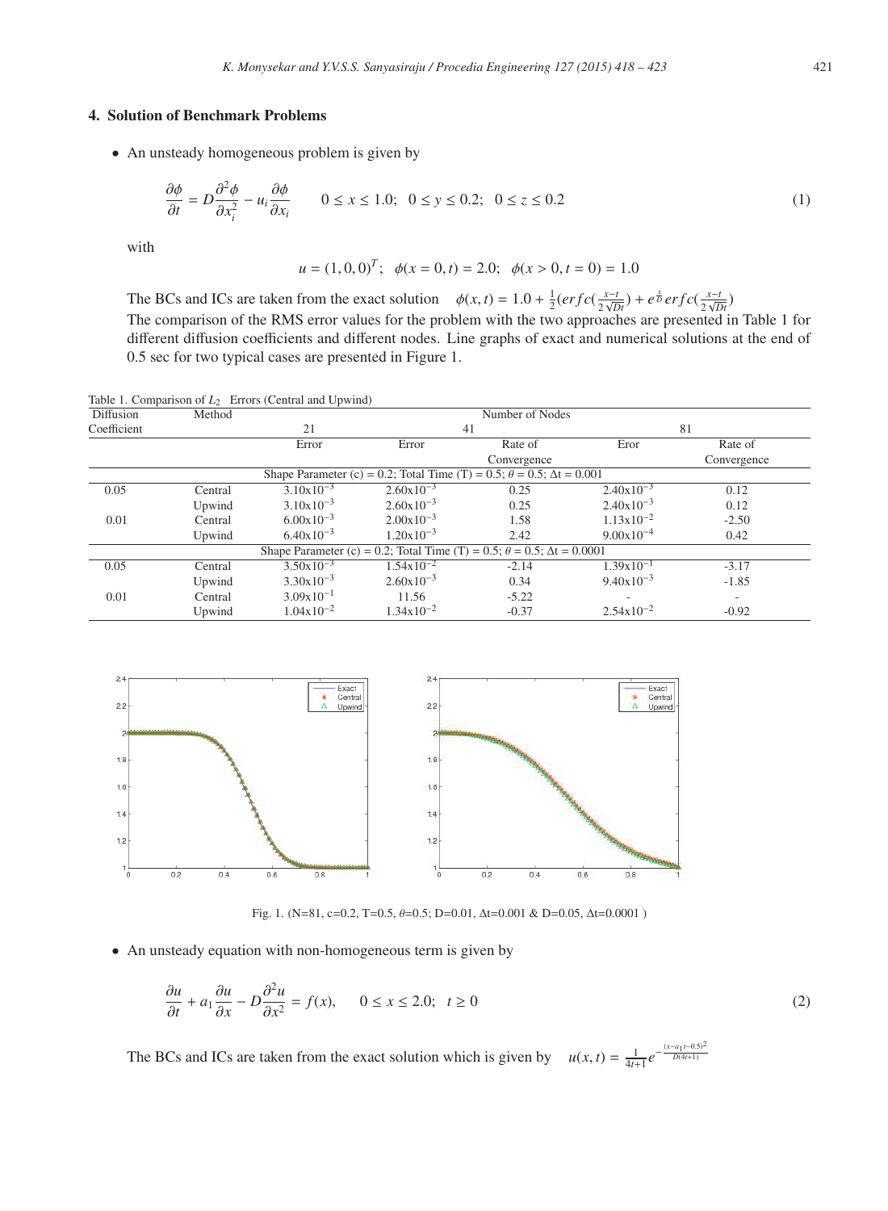## 4. Solution of Benchmark Problems

- An unsteady homogeneous problem is given by

$$\frac{\partial \phi}{\partial t} = D\frac{\partial^2 \phi}{\partial x_i^2} - u_i\frac{\partial \phi}{\partial x_i} \qquad 0 \le x \le 1.0;\ \ 0 \le y \le 0.2;\ \ 0 \le z \le 0.2 \tag{1}$$

with

$$u = (1, 0, 0)^T;\ \ \phi(x = 0, t) = 2.0;\ \ \phi(x > 0, t = 0) = 1.0$$

The BCs and ICs are taken from the exact solution $\phi(x, t) = 1.0 + \frac{1}{2}(erfc(\frac{x-t}{2\sqrt{Dt}}) + e^{\frac{x}{D}} erfc(\frac{x-t}{2\sqrt{Dt}})$
The comparison of the RMS error values for the problem with the two approaches are presented in Table 1 for different diffusion coefficients and different nodes. Line graphs of exact and numerical solutions at the end of 0.5 sec for two typical cases are presented in Figure 1.

Table 1. Comparison of $L_2$ Errors (Central and Upwind)

| Diffusion Coefficient | Method | Number of Nodes | | | | |
|---|---|---|---|---|---|---|
| | | 21 | 41 | | 81 | |
| | | Error | Error | Rate of Convergence | Eror | Rate of Convergence |
| Shape Parameter (c) = 0.2; Total Time (T) = 0.5; $\theta$ = 0.5; $\Delta$t = 0.001 | | | | | | |
| 0.05 | Central | $3.10\text{x}10^{-3}$ | $2.60\text{x}10^{-3}$ | 0.25 | $2.40\text{x}10^{-3}$ | 0.12 |
| | Upwind | $3.10\text{x}10^{-3}$ | $2.60\text{x}10^{-3}$ | 0.25 | $2.40\text{x}10^{-3}$ | 0.12 |
| 0.01 | Central | $6.00\text{x}10^{-3}$ | $2.00\text{x}10^{-3}$ | 1.58 | $1.13\text{x}10^{-2}$ | -2.50 |
| | Upwind | $6.40\text{x}10^{-3}$ | $1.20\text{x}10^{-3}$ | 2.42 | $9.00\text{x}10^{-4}$ | 0.42 |
| Shape Parameter (c) = 0.2; Total Time (T) = 0.5; $\theta$ = 0.5; $\Delta$t = 0.0001 | | | | | | |
| 0.05 | Central | $3.50\text{x}10^{-3}$ | $1.54\text{x}10^{-2}$ | -2.14 | $1.39\text{x}10^{-1}$ | -3.17 |
| | Upwind | $3.30\text{x}10^{-3}$ | $2.60\text{x}10^{-3}$ | 0.34 | $9.40\text{x}10^{-3}$ | -1.85 |
| 0.01 | Central | $3.09\text{x}10^{-1}$ | 11.56 | -5.22 | - | - |
| | Upwind | $1.04\text{x}10^{-2}$ | $1.34\text{x}10^{-2}$ | -0.37 | $2.54\text{x}10^{-2}$ | -0.92 |

Fig. 1. (N=81, c=0.2, T=0.5, $\theta$=0.5; D=0.01, $\Delta$t=0.001 & D=0.05, $\Delta$t=0.0001 )

- An unsteady equation with non-homogeneous term is given by

$$\frac{\partial u}{\partial t} + a_1\frac{\partial u}{\partial x} - D\frac{\partial^2 u}{\partial x^2} = f(x), \qquad 0 \le x \le 2.0;\ \ t \ge 0 \tag{2}$$

The BCs and ICs are taken from the exact solution which is given by $u(x, t) = \frac{1}{4t+1}e^{-\frac{(x-a_1 t-0.5)^2}{D(4t+1)}}$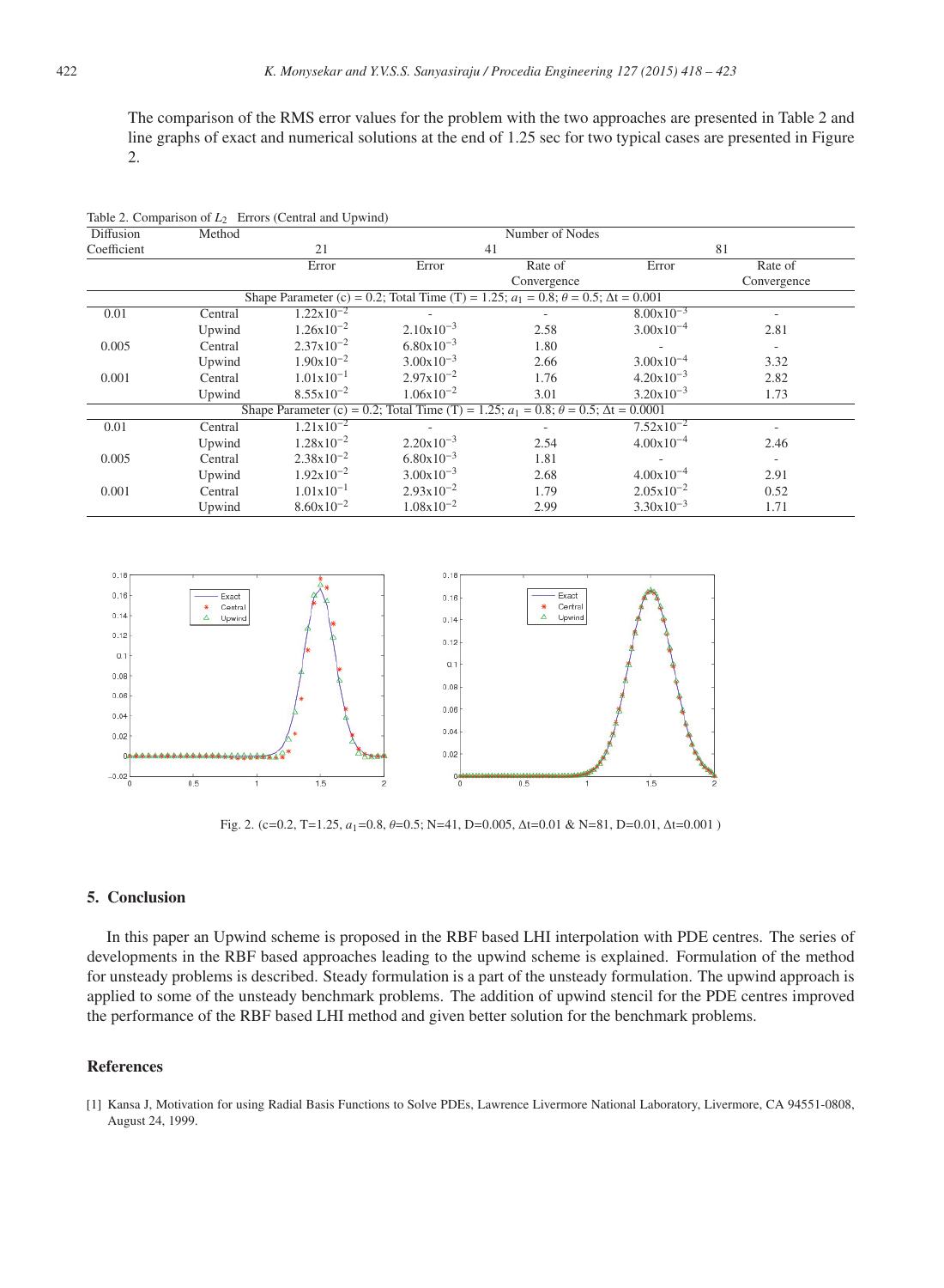The comparison of the RMS error values for the problem with the two approaches are presented in Table 2 and line graphs of exact and numerical solutions at the end of 1.25 sec for two typical cases are presented in Figure 2.

Table 2. Comparison of $L_2$ Errors (Central and Upwind)

| Diffusion Coefficient | Method | Number of Nodes | | | | |
|---|---|---|---|---|---|---|
| | | 21 | 41 | | 81 | |
| | | Error | Error | Rate of Convergence | Error | Rate of Convergence |
| Shape Parameter (c) = 0.2; Total Time (T) = 1.25; $a_1$ = 0.8; $\theta$ = 0.5; $\Delta$t = 0.001 | | | | | | |
| 0.01 | Central | $1.22\text{x}10^{-2}$ | - | - | $8.00\text{x}10^{-3}$ | - |
| | Upwind | $1.26\text{x}10^{-2}$ | $2.10\text{x}10^{-3}$ | 2.58 | $3.00\text{x}10^{-4}$ | 2.81 |
| 0.005 | Central | $2.37\text{x}10^{-2}$ | $6.80\text{x}10^{-3}$ | 1.80 | - | - |
| | Upwind | $1.90\text{x}10^{-2}$ | $3.00\text{x}10^{-3}$ | 2.66 | $3.00\text{x}10^{-4}$ | 3.32 |
| 0.001 | Central | $1.01\text{x}10^{-1}$ | $2.97\text{x}10^{-2}$ | 1.76 | $4.20\text{x}10^{-3}$ | 2.82 |
| | Upwind | $8.55\text{x}10^{-2}$ | $1.06\text{x}10^{-2}$ | 3.01 | $3.20\text{x}10^{-3}$ | 1.73 |
| Shape Parameter (c) = 0.2; Total Time (T) = 1.25; $a_1$ = 0.8; $\theta$ = 0.5; $\Delta$t = 0.0001 | | | | | | |
| 0.01 | Central | $1.21\text{x}10^{-2}$ | - | - | $7.52\text{x}10^{-2}$ | - |
| | Upwind | $1.28\text{x}10^{-2}$ | $2.20\text{x}10^{-3}$ | 2.54 | $4.00\text{x}10^{-4}$ | 2.46 |
| 0.005 | Central | $2.38\text{x}10^{-2}$ | $6.80\text{x}10^{-3}$ | 1.81 | - | - |
| | Upwind | $1.92\text{x}10^{-2}$ | $3.00\text{x}10^{-3}$ | 2.68 | $4.00\text{x}10^{-4}$ | 2.91 |
| 0.001 | Central | $1.01\text{x}10^{-1}$ | $2.93\text{x}10^{-2}$ | 1.79 | $2.05\text{x}10^{-2}$ | 0.52 |
| | Upwind | $8.60\text{x}10^{-2}$ | $1.08\text{x}10^{-2}$ | 2.99 | $3.30\text{x}10^{-3}$ | 1.71 |

Fig. 2. (c=0.2, T=1.25, $a_1$=0.8, $\theta$=0.5; N=41, D=0.005, $\Delta$t=0.01 & N=81, D=0.01, $\Delta$t=0.001 )

## 5. Conclusion

In this paper an Upwind scheme is proposed in the RBF based LHI interpolation with PDE centres. The series of developments in the RBF based approaches leading to the upwind scheme is explained. Formulation of the method for unsteady problems is described. Steady formulation is a part of the unsteady formulation. The upwind approach is applied to some of the unsteady benchmark problems. The addition of upwind stencil for the PDE centres improved the performance of the RBF based LHI method and given better solution for the benchmark problems.

## References

[1] Kansa J, Motivation for using Radial Basis Functions to Solve PDEs, Lawrence Livermore National Laboratory, Livermore, CA 94551-0808, August 24, 1999.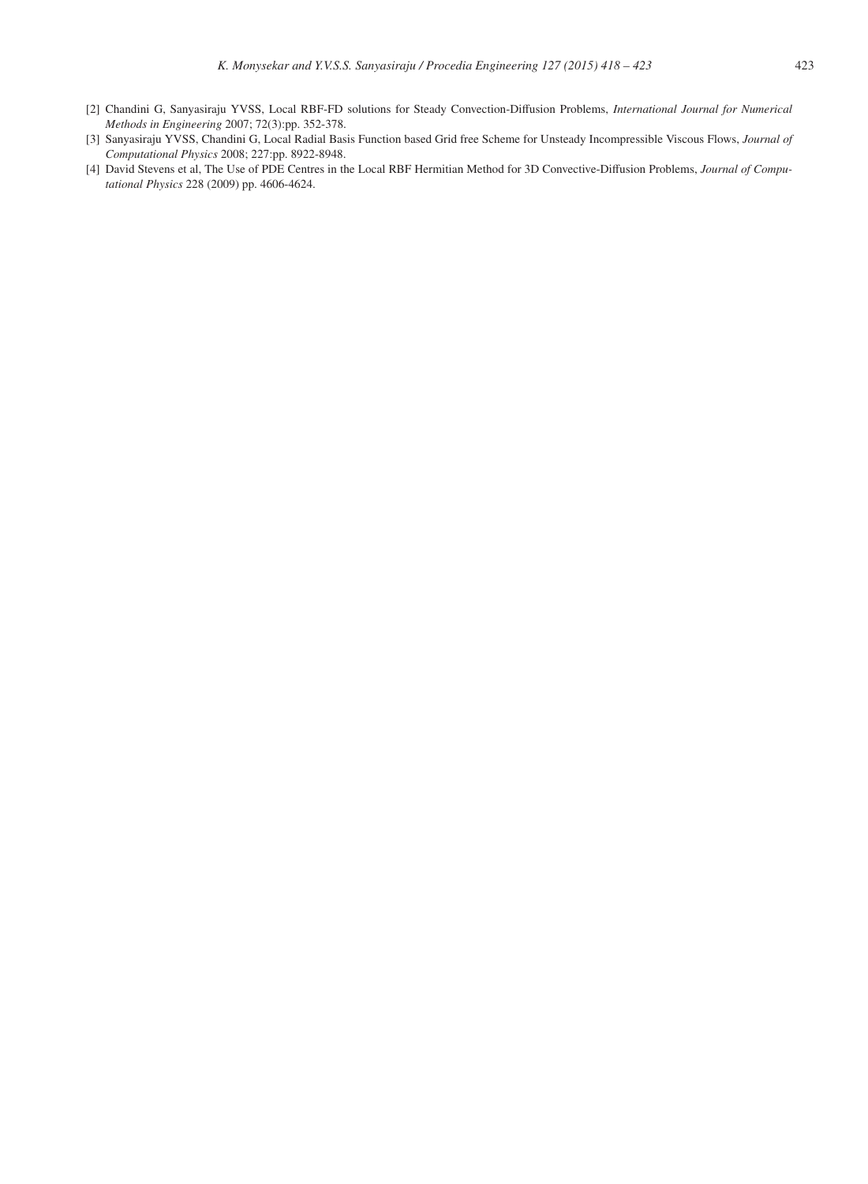[2] Chandini G, Sanyasiraju YVSS, Local RBF-FD solutions for Steady Convection-Diffusion Problems, *International Journal for Numerical Methods in Engineering* 2007; 72(3):pp. 352-378.

[3] Sanyasiraju YVSS, Chandini G, Local Radial Basis Function based Grid free Scheme for Unsteady Incompressible Viscous Flows, *Journal of Computational Physics* 2008; 227:pp. 8922-8948.

[4] David Stevens et al, The Use of PDE Centres in the Local RBF Hermitian Method for 3D Convective-Diffusion Problems, *Journal of Computational Physics* 228 (2009) pp. 4606-4624.